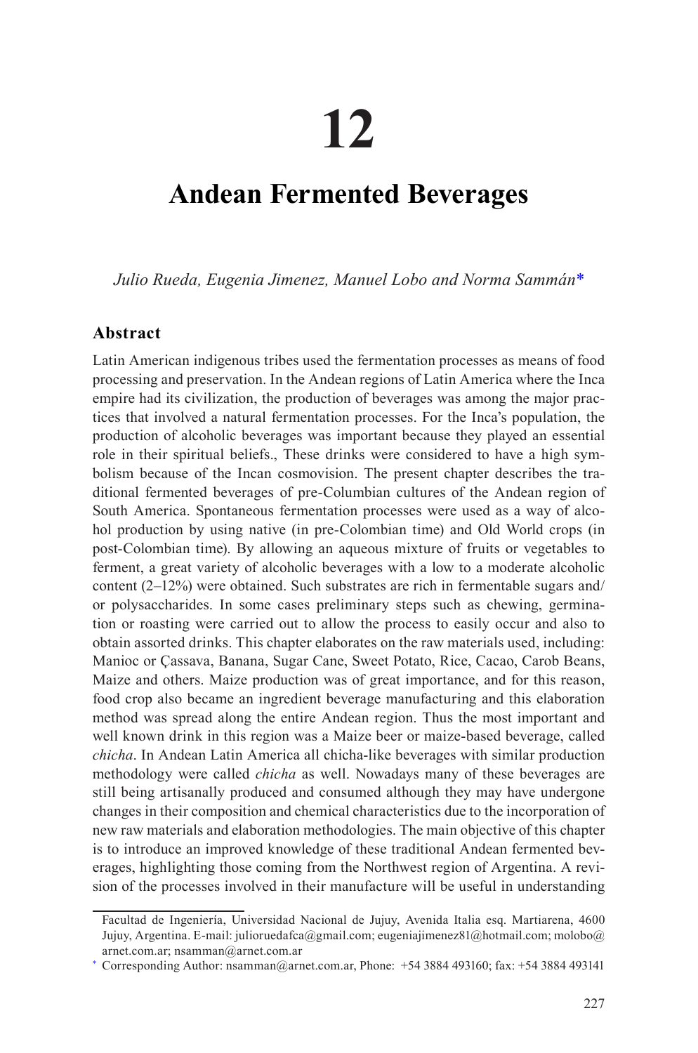# 12

# Andean Fermented Beverages

*Julio Rueda, Eugenia Jimenez, Manuel Lobo and Norma Sammán**

## Abstract

Latin American indigenous tribes used the fermentation processes as means of food processing and preservation. In the Andean regions of Latin America where the Inca empire had its civilization, the production of beverages was among the major practices that involved a natural fermentation processes. For the Inca's population, the production of alcoholic beverages was important because they played an essential role in their spiritual beliefs., These drinks were considered to have a high symbolism because of the Incan cosmovision. The present chapter describes the traditional fermented beverages of pre-Columbian cultures of the Andean region of South America. Spontaneous fermentation processes were used as a way of alcohol production by using native (in pre-Colombian time) and Old World crops (in post-Colombian time). By allowing an aqueous mixture of fruits or vegetables to ferment, a great variety of alcoholic beverages with a low to a moderate alcoholic content (2–12%) were obtained. Such substrates are rich in fermentable sugars and/or polysaccharides. In some cases preliminary steps such as chewing, germination or roasting were carried out to allow the process to easily occur and also to obtain assorted drinks. This chapter elaborates on the raw materials used, including: Manioc or Çassava, Banana, Sugar Cane, Sweet Potato, Rice, Cacao, Carob Beans, Maize and others. Maize production was of great importance, and for this reason, food crop also became an ingredient beverage manufacturing and this elaboration method was spread along the entire Andean region. Thus the most important and well known drink in this region was a Maize beer or maize-based beverage, called *chicha*. In Andean Latin America all chicha-like beverages with similar production methodology were called *chicha* as well. Nowadays many of these beverages are still being artisanally produced and consumed although they may have undergone changes in their composition and chemical characteristics due to the incorporation of new raw materials and elaboration methodologies. The main objective of this chapter is to introduce an improved knowledge of these traditional Andean fermented beverages, highlighting those coming from the Northwest region of Argentina. A revision of the processes involved in their manufacture will be useful in understanding

---

Facultad de Ingeniería, Universidad Nacional de Jujuy, Avenida Italia esq. Martiarena, 4600 Jujuy, Argentina. E-mail: julioruedafca@gmail.com; eugeniajimenez81@hotmail.com; molobo@arnet.com.ar; nsamman@arnet.com.ar

* Corresponding Author: nsamman@arnet.com.ar, Phone: +54 3884 493160; fax: +54 3884 493141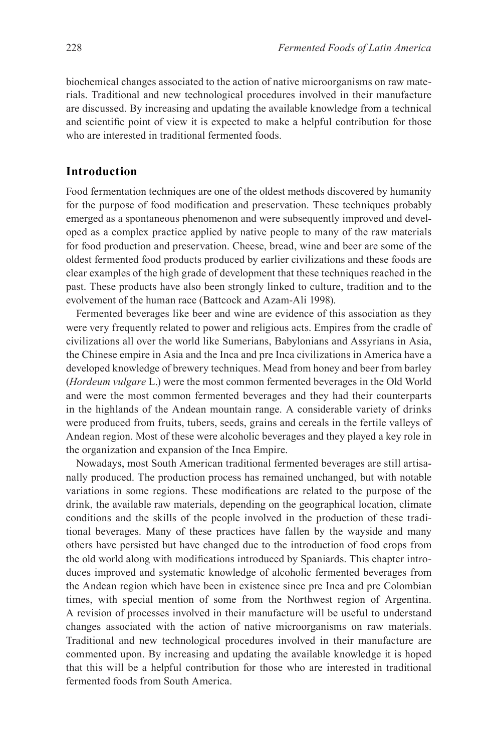biochemical changes associated to the action of native microorganisms on raw materials. Traditional and new technological procedures involved in their manufacture are discussed. By increasing and updating the available knowledge from a technical and scientific point of view it is expected to make a helpful contribution for those who are interested in traditional fermented foods.

## Introduction

Food fermentation techniques are one of the oldest methods discovered by humanity for the purpose of food modification and preservation. These techniques probably emerged as a spontaneous phenomenon and were subsequently improved and developed as a complex practice applied by native people to many of the raw materials for food production and preservation. Cheese, bread, wine and beer are some of the oldest fermented food products produced by earlier civilizations and these foods are clear examples of the high grade of development that these techniques reached in the past. These products have also been strongly linked to culture, tradition and to the evolvement of the human race (Battcock and Azam-Ali 1998).

Fermented beverages like beer and wine are evidence of this association as they were very frequently related to power and religious acts. Empires from the cradle of civilizations all over the world like Sumerians, Babylonians and Assyrians in Asia, the Chinese empire in Asia and the Inca and pre Inca civilizations in America have a developed knowledge of brewery techniques. Mead from honey and beer from barley (*Hordeum vulgare* L.) were the most common fermented beverages in the Old World and were the most common fermented beverages and they had their counterparts in the highlands of the Andean mountain range. A considerable variety of drinks were produced from fruits, tubers, seeds, grains and cereals in the fertile valleys of Andean region. Most of these were alcoholic beverages and they played a key role in the organization and expansion of the Inca Empire.

Nowadays, most South American traditional fermented beverages are still artisanally produced. The production process has remained unchanged, but with notable variations in some regions. These modifications are related to the purpose of the drink, the available raw materials, depending on the geographical location, climate conditions and the skills of the people involved in the production of these traditional beverages. Many of these practices have fallen by the wayside and many others have persisted but have changed due to the introduction of food crops from the old world along with modifications introduced by Spaniards. This chapter introduces improved and systematic knowledge of alcoholic fermented beverages from the Andean region which have been in existence since pre Inca and pre Colombian times, with special mention of some from the Northwest region of Argentina. A revision of processes involved in their manufacture will be useful to understand changes associated with the action of native microorganisms on raw materials. Traditional and new technological procedures involved in their manufacture are commented upon. By increasing and updating the available knowledge it is hoped that this will be a helpful contribution for those who are interested in traditional fermented foods from South America.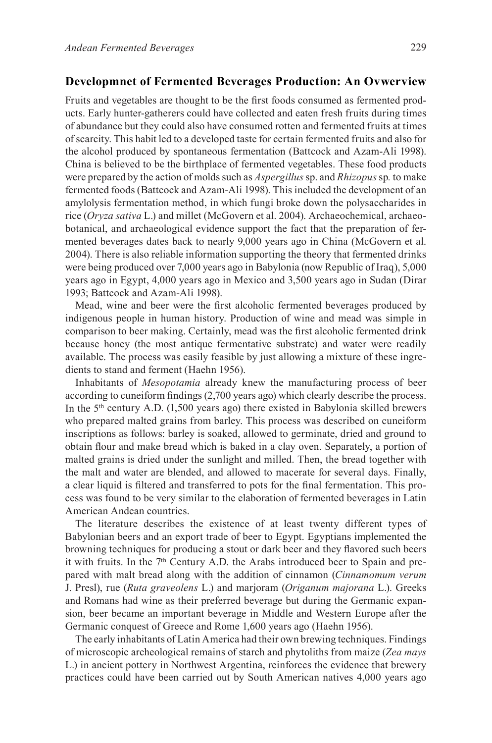## Developmnet of Fermented Beverages Production: An Ovwerview

Fruits and vegetables are thought to be the first foods consumed as fermented products. Early hunter-gatherers could have collected and eaten fresh fruits during times of abundance but they could also have consumed rotten and fermented fruits at times of scarcity. This habit led to a developed taste for certain fermented fruits and also for the alcohol produced by spontaneous fermentation (Battcock and Azam-Ali 1998). China is believed to be the birthplace of fermented vegetables. These food products were prepared by the action of molds such as *Aspergillus* sp. and *Rhizopus* sp. to make fermented foods (Battcock and Azam-Ali 1998). This included the development of an amylolysis fermentation method, in which fungi broke down the polysaccharides in rice (*Oryza sativa* L.) and millet (McGovern et al. 2004). Archaeochemical, archaeobotanical, and archaeological evidence support the fact that the preparation of fermented beverages dates back to nearly 9,000 years ago in China (McGovern et al. 2004). There is also reliable information supporting the theory that fermented drinks were being produced over 7,000 years ago in Babylonia (now Republic of Iraq), 5,000 years ago in Egypt, 4,000 years ago in Mexico and 3,500 years ago in Sudan (Dirar 1993; Battcock and Azam-Ali 1998).

Mead, wine and beer were the first alcoholic fermented beverages produced by indigenous people in human history. Production of wine and mead was simple in comparison to beer making. Certainly, mead was the first alcoholic fermented drink because honey (the most antique fermentative substrate) and water were readily available. The process was easily feasible by just allowing a mixture of these ingredients to stand and ferment (Haehn 1956).

Inhabitants of *Mesopotamia* already knew the manufacturing process of beer according to cuneiform findings (2,700 years ago) which clearly describe the process. In the 5th century A.D. (1,500 years ago) there existed in Babylonia skilled brewers who prepared malted grains from barley. This process was described on cuneiform inscriptions as follows: barley is soaked, allowed to germinate, dried and ground to obtain flour and make bread which is baked in a clay oven. Separately, a portion of malted grains is dried under the sunlight and milled. Then, the bread together with the malt and water are blended, and allowed to macerate for several days. Finally, a clear liquid is filtered and transferred to pots for the final fermentation. This process was found to be very similar to the elaboration of fermented beverages in Latin American Andean countries.

The literature describes the existence of at least twenty different types of Babylonian beers and an export trade of beer to Egypt. Egyptians implemented the browning techniques for producing a stout or dark beer and they flavored such beers it with fruits. In the 7th Century A.D. the Arabs introduced beer to Spain and prepared with malt bread along with the addition of cinnamon (*Cinnamomum verum* J. Presl), rue (*Ruta graveolens* L.) and marjoram (*Origanum majorana* L.). Greeks and Romans had wine as their preferred beverage but during the Germanic expansion, beer became an important beverage in Middle and Western Europe after the Germanic conquest of Greece and Rome 1,600 years ago (Haehn 1956).

The early inhabitants of Latin America had their own brewing techniques. Findings of microscopic archeological remains of starch and phytoliths from maize (*Zea mays* L.) in ancient pottery in Northwest Argentina, reinforces the evidence that brewery practices could have been carried out by South American natives 4,000 years ago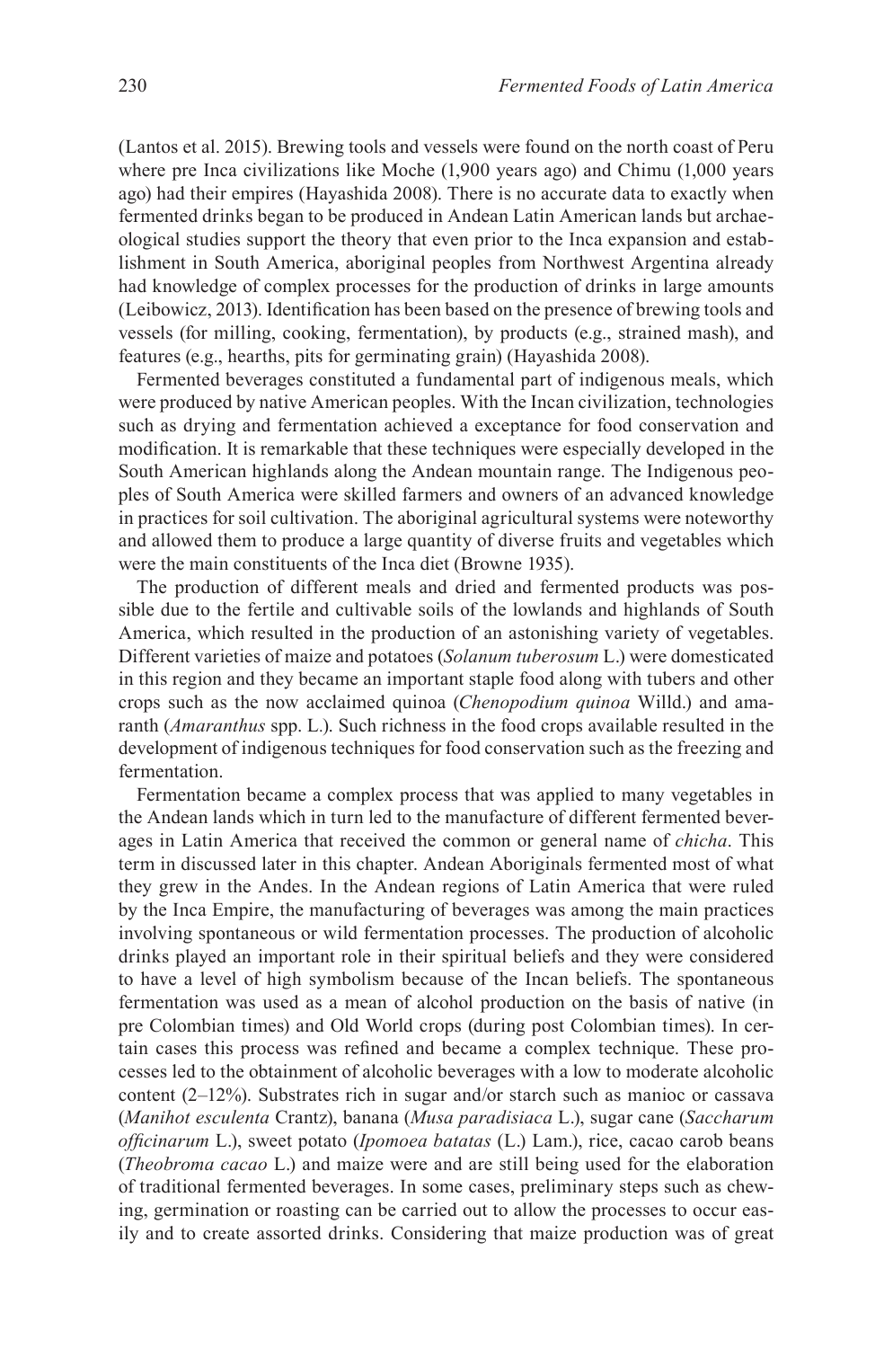(Lantos et al. 2015). Brewing tools and vessels were found on the north coast of Peru where pre Inca civilizations like Moche (1,900 years ago) and Chimu (1,000 years ago) had their empires (Hayashida 2008). There is no accurate data to exactly when fermented drinks began to be produced in Andean Latin American lands but archaeological studies support the theory that even prior to the Inca expansion and establishment in South America, aboriginal peoples from Northwest Argentina already had knowledge of complex processes for the production of drinks in large amounts (Leibowicz, 2013). Identification has been based on the presence of brewing tools and vessels (for milling, cooking, fermentation), by products (e.g., strained mash), and features (e.g., hearths, pits for germinating grain) (Hayashida 2008).

Fermented beverages constituted a fundamental part of indigenous meals, which were produced by native American peoples. With the Incan civilization, technologies such as drying and fermentation achieved a exceptance for food conservation and modification. It is remarkable that these techniques were especially developed in the South American highlands along the Andean mountain range. The Indigenous peoples of South America were skilled farmers and owners of an advanced knowledge in practices for soil cultivation. The aboriginal agricultural systems were noteworthy and allowed them to produce a large quantity of diverse fruits and vegetables which were the main constituents of the Inca diet (Browne 1935).

The production of different meals and dried and fermented products was possible due to the fertile and cultivable soils of the lowlands and highlands of South America, which resulted in the production of an astonishing variety of vegetables. Different varieties of maize and potatoes (*Solanum tuberosum* L.) were domesticated in this region and they became an important staple food along with tubers and other crops such as the now acclaimed quinoa (*Chenopodium quinoa* Willd.) and amaranth (*Amaranthus* spp. L.). Such richness in the food crops available resulted in the development of indigenous techniques for food conservation such as the freezing and fermentation.

Fermentation became a complex process that was applied to many vegetables in the Andean lands which in turn led to the manufacture of different fermented beverages in Latin America that received the common or general name of *chicha*. This term in discussed later in this chapter. Andean Aboriginals fermented most of what they grew in the Andes. In the Andean regions of Latin America that were ruled by the Inca Empire, the manufacturing of beverages was among the main practices involving spontaneous or wild fermentation processes. The production of alcoholic drinks played an important role in their spiritual beliefs and they were considered to have a level of high symbolism because of the Incan beliefs. The spontaneous fermentation was used as a mean of alcohol production on the basis of native (in pre Colombian times) and Old World crops (during post Colombian times). In certain cases this process was refined and became a complex technique. These processes led to the obtainment of alcoholic beverages with a low to moderate alcoholic content (2–12%). Substrates rich in sugar and/or starch such as manioc or cassava (*Manihot esculenta* Crantz), banana (*Musa paradisiaca* L.), sugar cane (*Saccharum officinarum* L.), sweet potato (*Ipomoea batatas* (L.) Lam.), rice, cacao carob beans (*Theobroma cacao* L.) and maize were and are still being used for the elaboration of traditional fermented beverages. In some cases, preliminary steps such as chewing, germination or roasting can be carried out to allow the processes to occur easily and to create assorted drinks. Considering that maize production was of great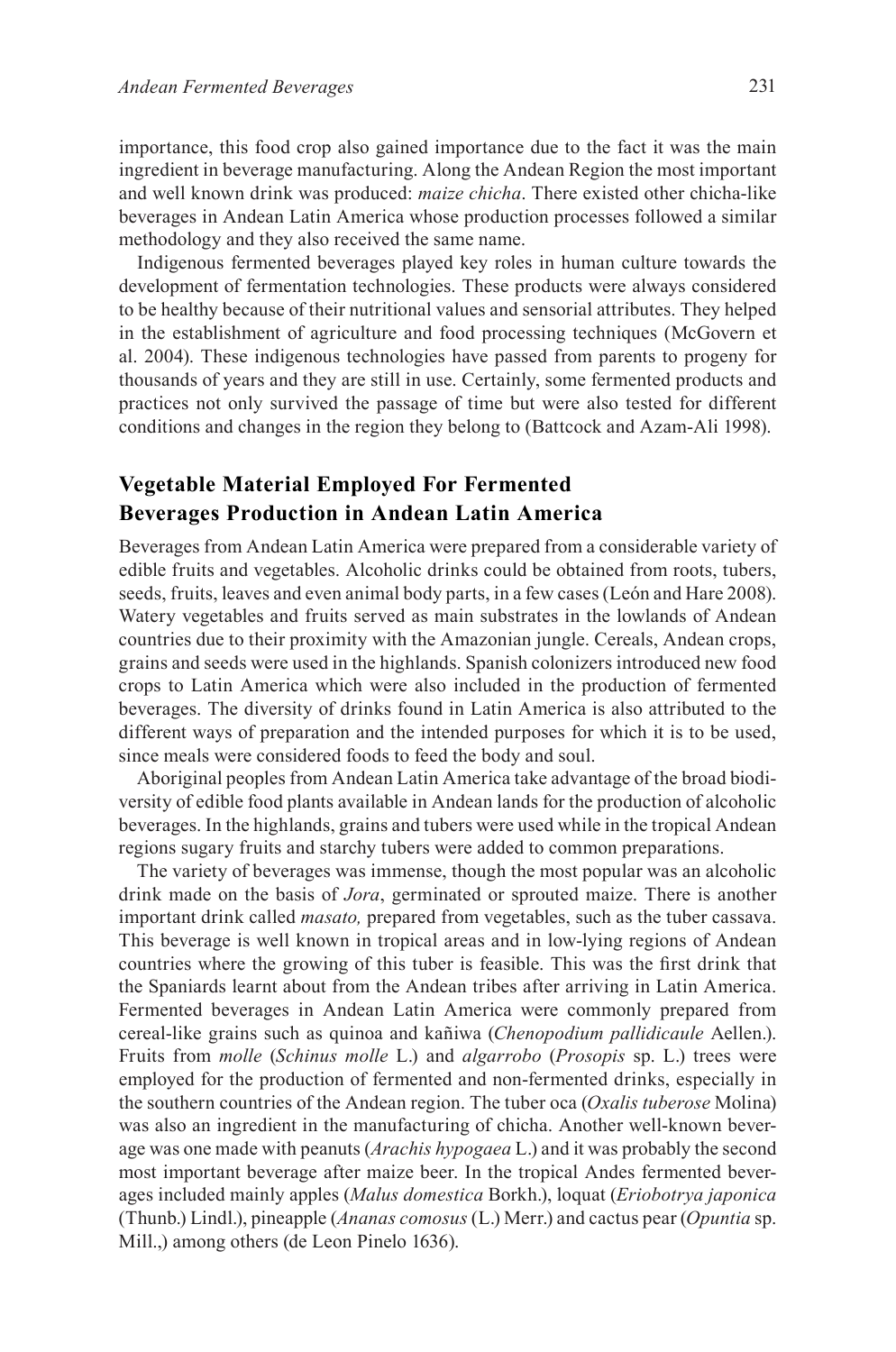importance, this food crop also gained importance due to the fact it was the main ingredient in beverage manufacturing. Along the Andean Region the most important and well known drink was produced: *maize chicha*. There existed other chicha-like beverages in Andean Latin America whose production processes followed a similar methodology and they also received the same name.

Indigenous fermented beverages played key roles in human culture towards the development of fermentation technologies. These products were always considered to be healthy because of their nutritional values and sensorial attributes. They helped in the establishment of agriculture and food processing techniques (McGovern et al. 2004). These indigenous technologies have passed from parents to progeny for thousands of years and they are still in use. Certainly, some fermented products and practices not only survived the passage of time but were also tested for different conditions and changes in the region they belong to (Battcock and Azam-Ali 1998).

## Vegetable Material Employed For Fermented Beverages Production in Andean Latin America

Beverages from Andean Latin America were prepared from a considerable variety of edible fruits and vegetables. Alcoholic drinks could be obtained from roots, tubers, seeds, fruits, leaves and even animal body parts, in a few cases (León and Hare 2008). Watery vegetables and fruits served as main substrates in the lowlands of Andean countries due to their proximity with the Amazonian jungle. Cereals, Andean crops, grains and seeds were used in the highlands. Spanish colonizers introduced new food crops to Latin America which were also included in the production of fermented beverages. The diversity of drinks found in Latin America is also attributed to the different ways of preparation and the intended purposes for which it is to be used, since meals were considered foods to feed the body and soul.

Aboriginal peoples from Andean Latin America take advantage of the broad biodiversity of edible food plants available in Andean lands for the production of alcoholic beverages. In the highlands, grains and tubers were used while in the tropical Andean regions sugary fruits and starchy tubers were added to common preparations.

The variety of beverages was immense, though the most popular was an alcoholic drink made on the basis of *Jora*, germinated or sprouted maize. There is another important drink called *masato,* prepared from vegetables, such as the tuber cassava. This beverage is well known in tropical areas and in low-lying regions of Andean countries where the growing of this tuber is feasible. This was the first drink that the Spaniards learnt about from the Andean tribes after arriving in Latin America. Fermented beverages in Andean Latin America were commonly prepared from cereal-like grains such as quinoa and kañiwa (*Chenopodium pallidicaule* Aellen.). Fruits from *molle* (*Schinus molle* L.) and *algarrobo* (*Prosopis* sp. L.) trees were employed for the production of fermented and non-fermented drinks, especially in the southern countries of the Andean region. The tuber oca (*Oxalis tuberose* Molina) was also an ingredient in the manufacturing of chicha. Another well-known beverage was one made with peanuts (*Arachis hypogaea* L.) and it was probably the second most important beverage after maize beer. In the tropical Andes fermented beverages included mainly apples (*Malus domestica* Borkh.), loquat (*Eriobotrya japonica* (Thunb.) Lindl.), pineapple (*Ananas comosus* (L.) Merr.) and cactus pear (*Opuntia* sp. Mill.,) among others (de Leon Pinelo 1636).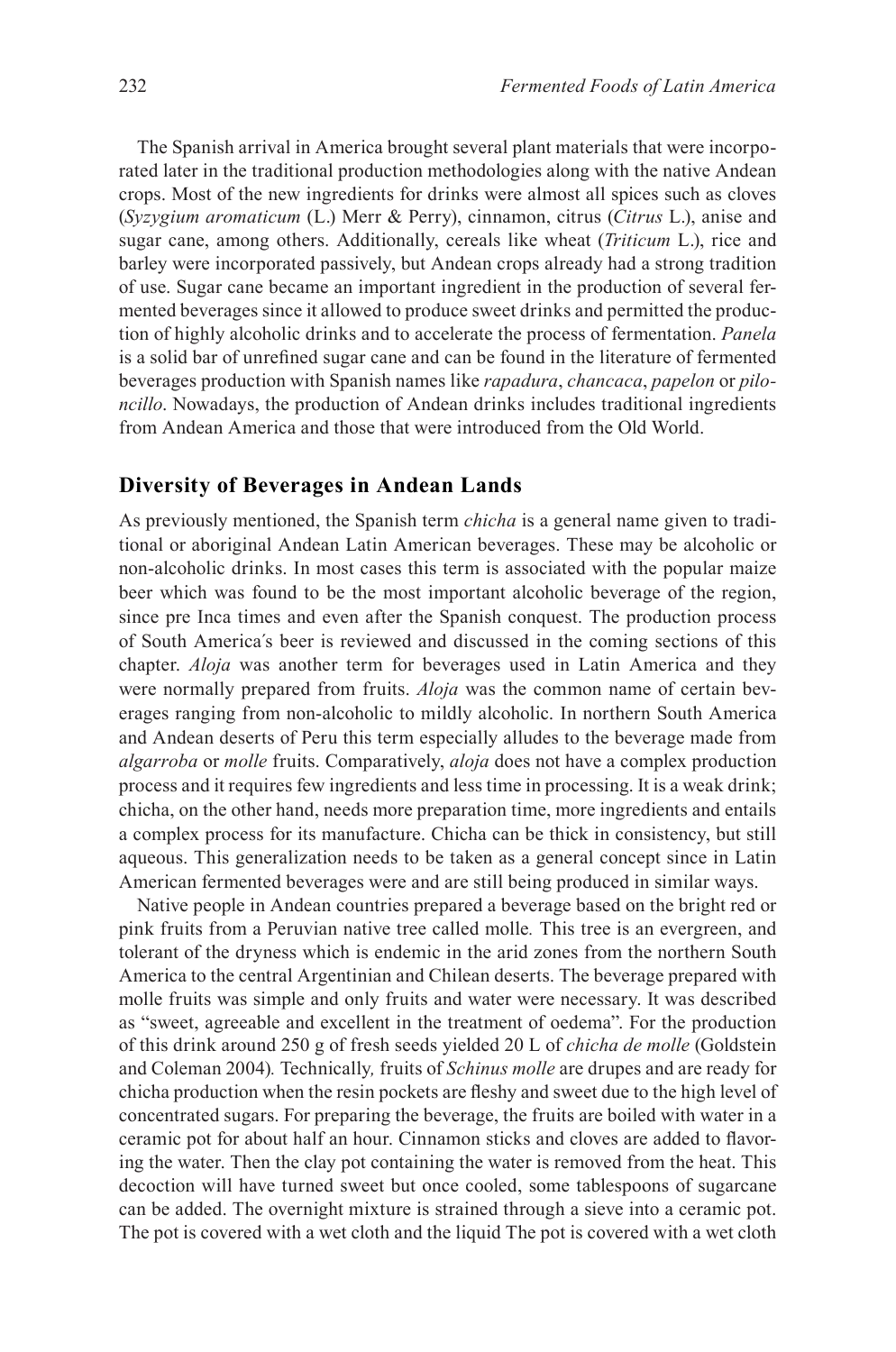The Spanish arrival in America brought several plant materials that were incorporated later in the traditional production methodologies along with the native Andean crops. Most of the new ingredients for drinks were almost all spices such as cloves (*Syzygium aromaticum* (L.) Merr & Perry), cinnamon, citrus (*Citrus* L.), anise and sugar cane, among others. Additionally, cereals like wheat (*Triticum* L.), rice and barley were incorporated passively, but Andean crops already had a strong tradition of use. Sugar cane became an important ingredient in the production of several fermented beverages since it allowed to produce sweet drinks and permitted the production of highly alcoholic drinks and to accelerate the process of fermentation. *Panela* is a solid bar of unrefined sugar cane and can be found in the literature of fermented beverages production with Spanish names like *rapadura*, *chancaca*, *papelon* or *piloncillo*. Nowadays, the production of Andean drinks includes traditional ingredients from Andean America and those that were introduced from the Old World.

## Diversity of Beverages in Andean Lands

As previously mentioned, the Spanish term *chicha* is a general name given to traditional or aboriginal Andean Latin American beverages. These may be alcoholic or non-alcoholic drinks. In most cases this term is associated with the popular maize beer which was found to be the most important alcoholic beverage of the region, since pre Inca times and even after the Spanish conquest. The production process of South America´s beer is reviewed and discussed in the coming sections of this chapter. *Aloja* was another term for beverages used in Latin America and they were normally prepared from fruits. *Aloja* was the common name of certain beverages ranging from non-alcoholic to mildly alcoholic. In northern South America and Andean deserts of Peru this term especially alludes to the beverage made from *algarroba* or *molle* fruits. Comparatively, *aloja* does not have a complex production process and it requires few ingredients and less time in processing. It is a weak drink; chicha, on the other hand, needs more preparation time, more ingredients and entails a complex process for its manufacture. Chicha can be thick in consistency, but still aqueous. This generalization needs to be taken as a general concept since in Latin American fermented beverages were and are still being produced in similar ways.

Native people in Andean countries prepared a beverage based on the bright red or pink fruits from a Peruvian native tree called molle. This tree is an evergreen, and tolerant of the dryness which is endemic in the arid zones from the northern South America to the central Argentinian and Chilean deserts. The beverage prepared with molle fruits was simple and only fruits and water were necessary. It was described as "sweet, agreeable and excellent in the treatment of oedema". For the production of this drink around 250 g of fresh seeds yielded 20 L of *chicha de molle* (Goldstein and Coleman 2004). Technically, fruits of *Schinus molle* are drupes and are ready for chicha production when the resin pockets are fleshy and sweet due to the high level of concentrated sugars. For preparing the beverage, the fruits are boiled with water in a ceramic pot for about half an hour. Cinnamon sticks and cloves are added to flavoring the water. Then the clay pot containing the water is removed from the heat. This decoction will have turned sweet but once cooled, some tablespoons of sugarcane can be added. The overnight mixture is strained through a sieve into a ceramic pot. The pot is covered with a wet cloth and the liquid The pot is covered with a wet cloth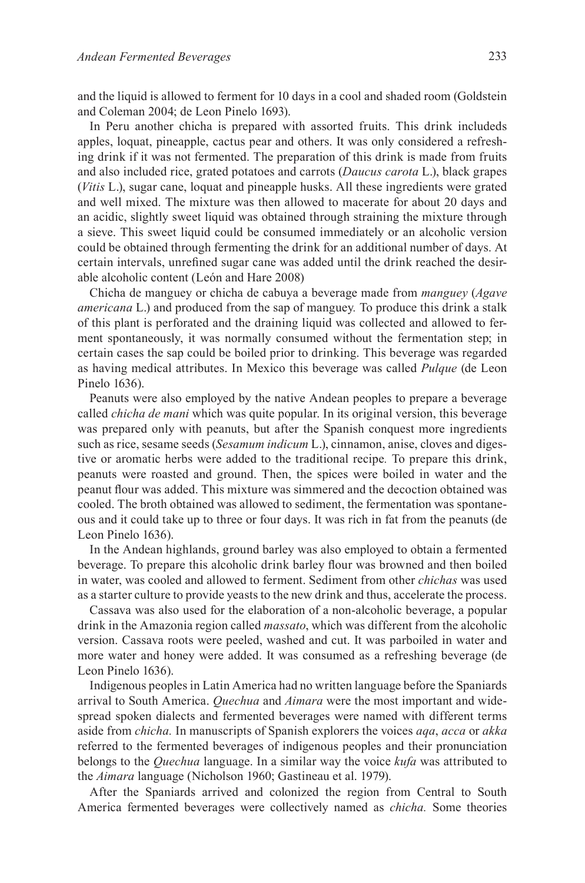and the liquid is allowed to ferment for 10 days in a cool and shaded room (Goldstein and Coleman 2004; de Leon Pinelo 1693).

In Peru another chicha is prepared with assorted fruits. This drink includeds apples, loquat, pineapple, cactus pear and others. It was only considered a refreshing drink if it was not fermented. The preparation of this drink is made from fruits and also included rice, grated potatoes and carrots (*Daucus carota* L.), black grapes (*Vitis* L.), sugar cane, loquat and pineapple husks. All these ingredients were grated and well mixed. The mixture was then allowed to macerate for about 20 days and an acidic, slightly sweet liquid was obtained through straining the mixture through a sieve. This sweet liquid could be consumed immediately or an alcoholic version could be obtained through fermenting the drink for an additional number of days. At certain intervals, unrefined sugar cane was added until the drink reached the desirable alcoholic content (León and Hare 2008)

Chicha de manguey or chicha de cabuya a beverage made from *manguey* (*Agave americana* L.) and produced from the sap of manguey. To produce this drink a stalk of this plant is perforated and the draining liquid was collected and allowed to ferment spontaneously, it was normally consumed without the fermentation step; in certain cases the sap could be boiled prior to drinking. This beverage was regarded as having medical attributes. In Mexico this beverage was called *Pulque* (de Leon Pinelo 1636).

Peanuts were also employed by the native Andean peoples to prepare a beverage called *chicha de mani* which was quite popular. In its original version, this beverage was prepared only with peanuts, but after the Spanish conquest more ingredients such as rice, sesame seeds (*Sesamum indicum* L.), cinnamon, anise, cloves and digestive or aromatic herbs were added to the traditional recipe. To prepare this drink, peanuts were roasted and ground. Then, the spices were boiled in water and the peanut flour was added. This mixture was simmered and the decoction obtained was cooled. The broth obtained was allowed to sediment, the fermentation was spontaneous and it could take up to three or four days. It was rich in fat from the peanuts (de Leon Pinelo 1636).

In the Andean highlands, ground barley was also employed to obtain a fermented beverage. To prepare this alcoholic drink barley flour was browned and then boiled in water, was cooled and allowed to ferment. Sediment from other *chichas* was used as a starter culture to provide yeasts to the new drink and thus, accelerate the process.

Cassava was also used for the elaboration of a non-alcoholic beverage, a popular drink in the Amazonia region called *massato*, which was different from the alcoholic version. Cassava roots were peeled, washed and cut. It was parboiled in water and more water and honey were added. It was consumed as a refreshing beverage (de Leon Pinelo 1636).

Indigenous peoples in Latin America had no written language before the Spaniards arrival to South America. *Quechua* and *Aimara* were the most important and widespread spoken dialects and fermented beverages were named with different terms aside from *chicha.* In manuscripts of Spanish explorers the voices *aqa*, *acca* or *akka* referred to the fermented beverages of indigenous peoples and their pronunciation belongs to the *Quechua* language. In a similar way the voice *kufa* was attributed to the *Aimara* language (Nicholson 1960; Gastineau et al. 1979).

After the Spaniards arrived and colonized the region from Central to South America fermented beverages were collectively named as *chicha.* Some theories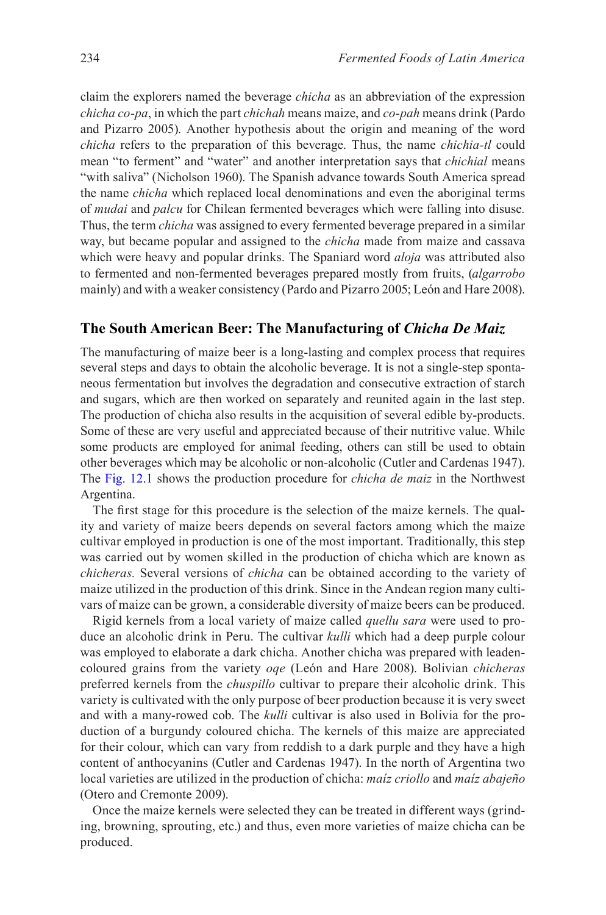claim the explorers named the beverage *chicha* as an abbreviation of the expression *chicha co-pa*, in which the part *chichah* means maize, and *co-pah* means drink (Pardo and Pizarro 2005). Another hypothesis about the origin and meaning of the word *chicha* refers to the preparation of this beverage. Thus, the name *chichia-tl* could mean "to ferment" and "water" and another interpretation says that *chichial* means "with saliva" (Nicholson 1960). The Spanish advance towards South America spread the name *chicha* which replaced local denominations and even the aboriginal terms of *mudai* and *palcu* for Chilean fermented beverages which were falling into disuse. Thus, the term *chicha* was assigned to every fermented beverage prepared in a similar way, but became popular and assigned to the *chicha* made from maize and cassava which were heavy and popular drinks. The Spaniard word *aloja* was attributed also to fermented and non-fermented beverages prepared mostly from fruits, (*algarrobo* mainly) and with a weaker consistency (Pardo and Pizarro 2005; León and Hare 2008).

## The South American Beer: The Manufacturing of *Chicha De Maiz*

The manufacturing of maize beer is a long-lasting and complex process that requires several steps and days to obtain the alcoholic beverage. It is not a single-step spontaneous fermentation but involves the degradation and consecutive extraction of starch and sugars, which are then worked on separately and reunited again in the last step. The production of chicha also results in the acquisition of several edible by-products. Some of these are very useful and appreciated because of their nutritive value. While some products are employed for animal feeding, others can still be used to obtain other beverages which may be alcoholic or non-alcoholic (Cutler and Cardenas 1947). The Fig. 12.1 shows the production procedure for *chicha de maiz* in the Northwest Argentina.

The first stage for this procedure is the selection of the maize kernels. The quality and variety of maize beers depends on several factors among which the maize cultivar employed in production is one of the most important. Traditionally, this step was carried out by women skilled in the production of chicha which are known as *chicheras.* Several versions of *chicha* can be obtained according to the variety of maize utilized in the production of this drink. Since in the Andean region many cultivars of maize can be grown, a considerable diversity of maize beers can be produced.

Rigid kernels from a local variety of maize called *quellu sara* were used to produce an alcoholic drink in Peru. The cultivar *kulli* which had a deep purple colour was employed to elaborate a dark chicha. Another chicha was prepared with leaden-coloured grains from the variety *oqe* (León and Hare 2008). Bolivian *chicheras* preferred kernels from the *chuspillo* cultivar to prepare their alcoholic drink. This variety is cultivated with the only purpose of beer production because it is very sweet and with a many-rowed cob. The *kulli* cultivar is also used in Bolivia for the production of a burgundy coloured chicha. The kernels of this maize are appreciated for their colour, which can vary from reddish to a dark purple and they have a high content of anthocyanins (Cutler and Cardenas 1947). In the north of Argentina two local varieties are utilized in the production of chicha: *maíz criollo* and *maíz abajeño* (Otero and Cremonte 2009).

Once the maize kernels were selected they can be treated in different ways (grinding, browning, sprouting, etc.) and thus, even more varieties of maize chicha can be produced.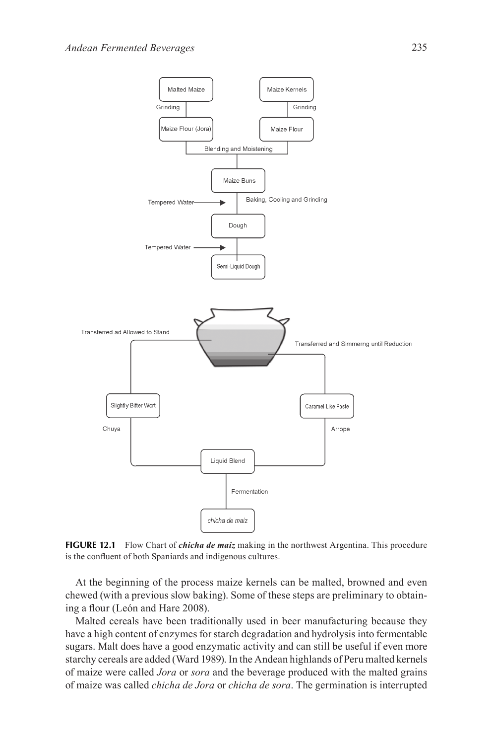**FIGURE 12.1** Flow Chart of ***chicha de maiz*** making in the northwest Argentina. This procedure is the confluent of both Spaniards and indigenous cultures.

At the beginning of the process maize kernels can be malted, browned and even chewed (with a previous slow baking). Some of these steps are preliminary to obtaining a flour (León and Hare 2008).

Malted cereals have been traditionally used in beer manufacturing because they have a high content of enzymes for starch degradation and hydrolysis into fermentable sugars. Malt does have a good enzymatic activity and can still be useful if even more starchy cereals are added (Ward 1989). In the Andean highlands of Peru malted kernels of maize were called *Jora* or *sora* and the beverage produced with the malted grains of maize was called *chicha de Jora* or *chicha de sora*. The germination is interrupted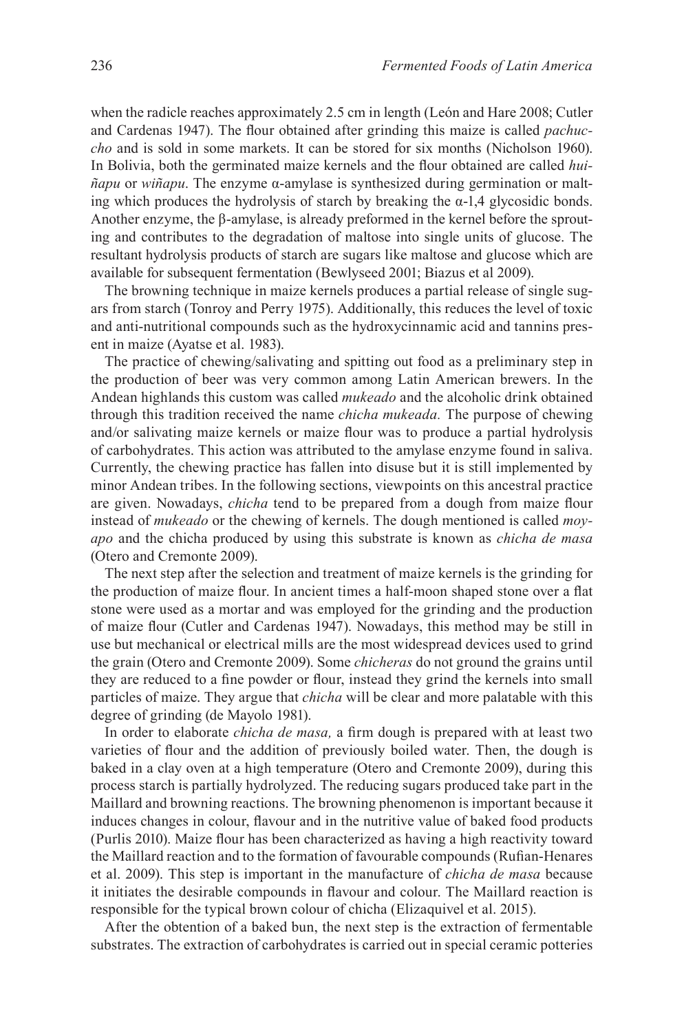when the radicle reaches approximately 2.5 cm in length (León and Hare 2008; Cutler and Cardenas 1947). The flour obtained after grinding this maize is called *pachuccho* and is sold in some markets. It can be stored for six months (Nicholson 1960). In Bolivia, both the germinated maize kernels and the flour obtained are called *huiñapu* or *wiñapu*. The enzyme α-amylase is synthesized during germination or malting which produces the hydrolysis of starch by breaking the α-1,4 glycosidic bonds. Another enzyme, the β-amylase, is already preformed in the kernel before the sprouting and contributes to the degradation of maltose into single units of glucose. The resultant hydrolysis products of starch are sugars like maltose and glucose which are available for subsequent fermentation (Bewlyseed 2001; Biazus et al 2009).

The browning technique in maize kernels produces a partial release of single sugars from starch (Tonroy and Perry 1975). Additionally, this reduces the level of toxic and anti-nutritional compounds such as the hydroxycinnamic acid and tannins present in maize (Ayatse et al. 1983).

The practice of chewing/salivating and spitting out food as a preliminary step in the production of beer was very common among Latin American brewers. In the Andean highlands this custom was called *mukeado* and the alcoholic drink obtained through this tradition received the name *chicha mukeada.* The purpose of chewing and/or salivating maize kernels or maize flour was to produce a partial hydrolysis of carbohydrates. This action was attributed to the amylase enzyme found in saliva. Currently, the chewing practice has fallen into disuse but it is still implemented by minor Andean tribes. In the following sections, viewpoints on this ancestral practice are given. Nowadays, *chicha* tend to be prepared from a dough from maize flour instead of *mukeado* or the chewing of kernels. The dough mentioned is called *moyapo* and the chicha produced by using this substrate is known as *chicha de masa* (Otero and Cremonte 2009).

The next step after the selection and treatment of maize kernels is the grinding for the production of maize flour. In ancient times a half-moon shaped stone over a flat stone were used as a mortar and was employed for the grinding and the production of maize flour (Cutler and Cardenas 1947). Nowadays, this method may be still in use but mechanical or electrical mills are the most widespread devices used to grind the grain (Otero and Cremonte 2009). Some *chicheras* do not ground the grains until they are reduced to a fine powder or flour, instead they grind the kernels into small particles of maize. They argue that *chicha* will be clear and more palatable with this degree of grinding (de Mayolo 1981).

In order to elaborate *chicha de masa,* a firm dough is prepared with at least two varieties of flour and the addition of previously boiled water. Then, the dough is baked in a clay oven at a high temperature (Otero and Cremonte 2009), during this process starch is partially hydrolyzed. The reducing sugars produced take part in the Maillard and browning reactions. The browning phenomenon is important because it induces changes in colour, flavour and in the nutritive value of baked food products (Purlis 2010). Maize flour has been characterized as having a high reactivity toward the Maillard reaction and to the formation of favourable compounds (Rufian-Henares et al. 2009). This step is important in the manufacture of *chicha de masa* because it initiates the desirable compounds in flavour and colour. The Maillard reaction is responsible for the typical brown colour of chicha (Elizaquivel et al. 2015).

After the obtention of a baked bun, the next step is the extraction of fermentable substrates. The extraction of carbohydrates is carried out in special ceramic potteries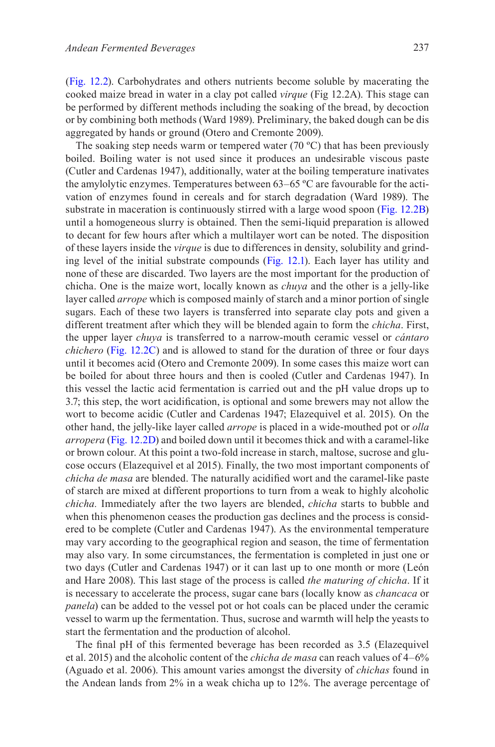(Fig. 12.2). Carbohydrates and others nutrients become soluble by macerating the cooked maize bread in water in a clay pot called *virque* (Fig 12.2A). This stage can be performed by different methods including the soaking of the bread, by decoction or by combining both methods (Ward 1989). Preliminary, the baked dough can be dis aggregated by hands or ground (Otero and Cremonte 2009).

The soaking step needs warm or tempered water (70 ºC) that has been previously boiled. Boiling water is not used since it produces an undesirable viscous paste (Cutler and Cardenas 1947), additionally, water at the boiling temperature inativates the amylolytic enzymes. Temperatures between 63–65 ºC are favourable for the activation of enzymes found in cereals and for starch degradation (Ward 1989). The substrate in maceration is continuously stirred with a large wood spoon (Fig. 12.2B) until a homogeneous slurry is obtained. Then the semi-liquid preparation is allowed to decant for few hours after which a multilayer wort can be noted. The disposition of these layers inside the *virque* is due to differences in density, solubility and grinding level of the initial substrate compounds (Fig. 12.1). Each layer has utility and none of these are discarded. Two layers are the most important for the production of chicha. One is the maize wort, locally known as *chuya* and the other is a jelly-like layer called *arrope* which is composed mainly of starch and a minor portion of single sugars. Each of these two layers is transferred into separate clay pots and given a different treatment after which they will be blended again to form the *chicha*. First, the upper layer *chuya* is transferred to a narrow-mouth ceramic vessel or *cántaro chichero* (Fig. 12.2C) and is allowed to stand for the duration of three or four days until it becomes acid (Otero and Cremonte 2009). In some cases this maize wort can be boiled for about three hours and then is cooled (Cutler and Cardenas 1947). In this vessel the lactic acid fermentation is carried out and the pH value drops up to 3.7; this step, the wort acidification, is optional and some brewers may not allow the wort to become acidic (Cutler and Cardenas 1947; Elazequivel et al. 2015). On the other hand, the jelly-like layer called *arrope* is placed in a wide-mouthed pot or *olla arropera* (Fig. 12.2D) and boiled down until it becomes thick and with a caramel-like or brown colour. At this point a two-fold increase in starch, maltose, sucrose and glucose occurs (Elazequivel et al 2015). Finally, the two most important components of *chicha de masa* are blended. The naturally acidified wort and the caramel-like paste of starch are mixed at different proportions to turn from a weak to highly alcoholic *chicha.* Immediately after the two layers are blended, *chicha* starts to bubble and when this phenomenon ceases the production gas declines and the process is considered to be complete (Cutler and Cardenas 1947). As the environmental temperature may vary according to the geographical region and season, the time of fermentation may also vary. In some circumstances, the fermentation is completed in just one or two days (Cutler and Cardenas 1947) or it can last up to one month or more (León and Hare 2008). This last stage of the process is called *the maturing of chicha*. If it is necessary to accelerate the process, sugar cane bars (locally know as *chancaca* or *panela*) can be added to the vessel pot or hot coals can be placed under the ceramic vessel to warm up the fermentation. Thus, sucrose and warmth will help the yeasts to start the fermentation and the production of alcohol.

The final pH of this fermented beverage has been recorded as 3.5 (Elazequivel et al. 2015) and the alcoholic content of the *chicha de masa* can reach values of 4–6% (Aguado et al. 2006). This amount varies amongst the diversity of *chichas* found in the Andean lands from 2% in a weak chicha up to 12%. The average percentage of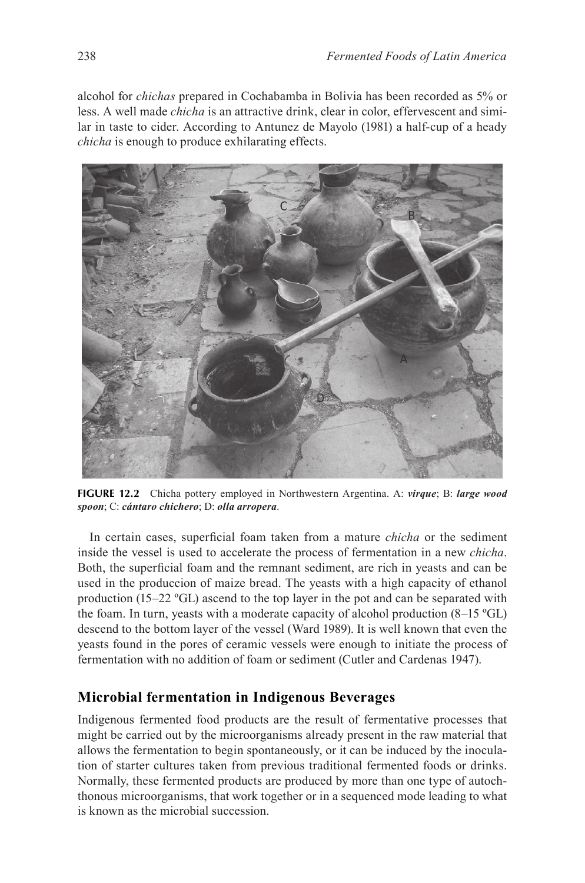alcohol for *chichas* prepared in Cochabamba in Bolivia has been recorded as 5% or less. A well made *chicha* is an attractive drink, clear in color, effervescent and similar in taste to cider. According to Antunez de Mayolo (1981) a half-cup of a heady *chicha* is enough to produce exhilarating effects.

**FIGURE 12.2** Chicha pottery employed in Northwestern Argentina. A: ***virque***; B: ***large wood spoon***; C: ***cántaro chichero***; D: ***olla arropera***.

In certain cases, superficial foam taken from a mature *chicha* or the sediment inside the vessel is used to accelerate the process of fermentation in a new *chicha*. Both, the superficial foam and the remnant sediment, are rich in yeasts and can be used in the produccion of maize bread. The yeasts with a high capacity of ethanol production (15–22 ºGL) ascend to the top layer in the pot and can be separated with the foam. In turn, yeasts with a moderate capacity of alcohol production (8–15 ºGL) descend to the bottom layer of the vessel (Ward 1989). It is well known that even the yeasts found in the pores of ceramic vessels were enough to initiate the process of fermentation with no addition of foam or sediment (Cutler and Cardenas 1947).

## Microbial fermentation in Indigenous Beverages

Indigenous fermented food products are the result of fermentative processes that might be carried out by the microorganisms already present in the raw material that allows the fermentation to begin spontaneously, or it can be induced by the inoculation of starter cultures taken from previous traditional fermented foods or drinks. Normally, these fermented products are produced by more than one type of autochthonous microorganisms, that work together or in a sequenced mode leading to what is known as the microbial succession.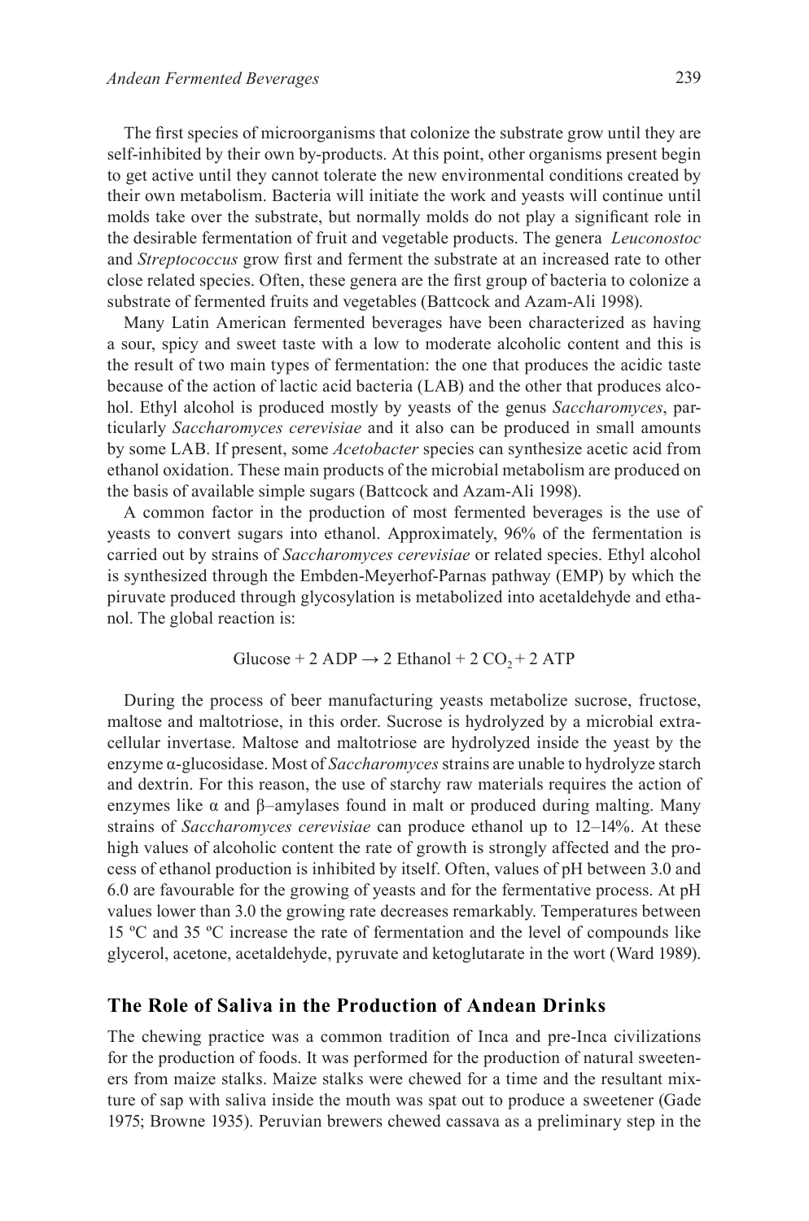The first species of microorganisms that colonize the substrate grow until they are self-inhibited by their own by-products. At this point, other organisms present begin to get active until they cannot tolerate the new environmental conditions created by their own metabolism. Bacteria will initiate the work and yeasts will continue until molds take over the substrate, but normally molds do not play a significant role in the desirable fermentation of fruit and vegetable products. The genera *Leuconostoc* and *Streptococcus* grow first and ferment the substrate at an increased rate to other close related species. Often, these genera are the first group of bacteria to colonize a substrate of fermented fruits and vegetables (Battcock and Azam-Ali 1998).

Many Latin American fermented beverages have been characterized as having a sour, spicy and sweet taste with a low to moderate alcoholic content and this is the result of two main types of fermentation: the one that produces the acidic taste because of the action of lactic acid bacteria (LAB) and the other that produces alcohol. Ethyl alcohol is produced mostly by yeasts of the genus *Saccharomyces*, particularly *Saccharomyces cerevisiae* and it also can be produced in small amounts by some LAB. If present, some *Acetobacter* species can synthesize acetic acid from ethanol oxidation. These main products of the microbial metabolism are produced on the basis of available simple sugars (Battcock and Azam-Ali 1998).

A common factor in the production of most fermented beverages is the use of yeasts to convert sugars into ethanol. Approximately, 96% of the fermentation is carried out by strains of *Saccharomyces cerevisiae* or related species. Ethyl alcohol is synthesized through the Embden-Meyerhof-Parnas pathway (EMP) by which the piruvate produced through glycosylation is metabolized into acetaldehyde and ethanol. The global reaction is:

$$\text{Glucose} + 2\ \text{ADP} \rightarrow 2\ \text{Ethanol} + 2\ CO_2 + 2\ \text{ATP}$$

During the process of beer manufacturing yeasts metabolize sucrose, fructose, maltose and maltotriose, in this order. Sucrose is hydrolyzed by a microbial extracellular invertase. Maltose and maltotriose are hydrolyzed inside the yeast by the enzyme α-glucosidase. Most of *Saccharomyces* strains are unable to hydrolyze starch and dextrin. For this reason, the use of starchy raw materials requires the action of enzymes like α and β–amylases found in malt or produced during malting. Many strains of *Saccharomyces cerevisiae* can produce ethanol up to 12–14%. At these high values of alcoholic content the rate of growth is strongly affected and the process of ethanol production is inhibited by itself. Often, values of pH between 3.0 and 6.0 are favourable for the growing of yeasts and for the fermentative process. At pH values lower than 3.0 the growing rate decreases remarkably. Temperatures between 15 ºC and 35 ºC increase the rate of fermentation and the level of compounds like glycerol, acetone, acetaldehyde, pyruvate and ketoglutarate in the wort (Ward 1989).

## The Role of Saliva in the Production of Andean Drinks

The chewing practice was a common tradition of Inca and pre-Inca civilizations for the production of foods. It was performed for the production of natural sweeteners from maize stalks. Maize stalks were chewed for a time and the resultant mixture of sap with saliva inside the mouth was spat out to produce a sweetener (Gade 1975; Browne 1935). Peruvian brewers chewed cassava as a preliminary step in the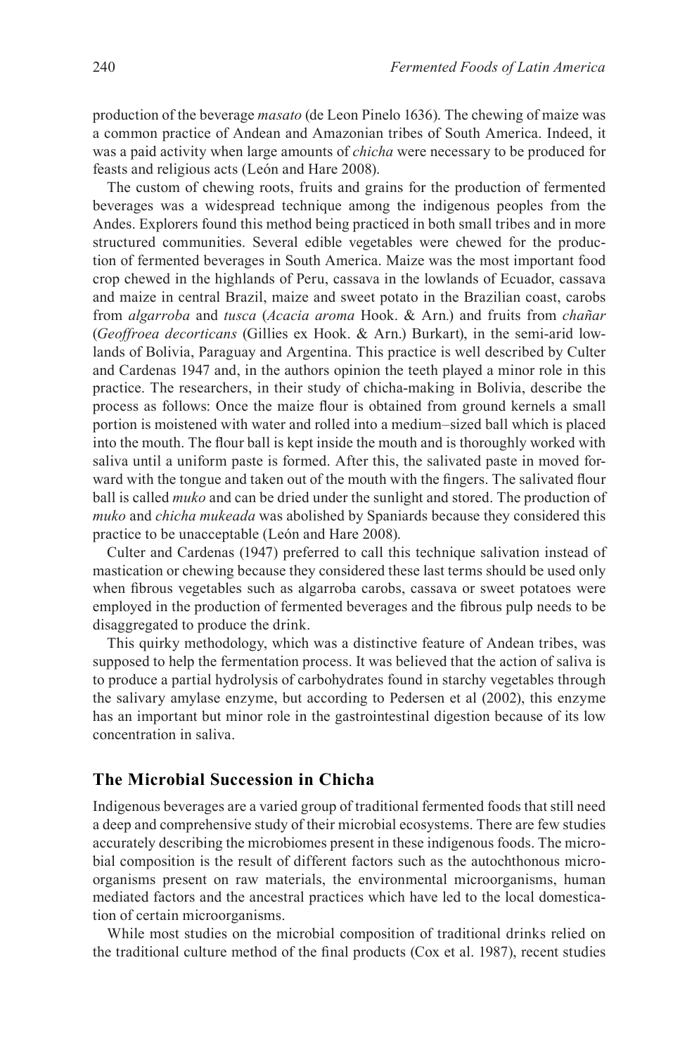production of the beverage *masato* (de Leon Pinelo 1636). The chewing of maize was a common practice of Andean and Amazonian tribes of South America. Indeed, it was a paid activity when large amounts of *chicha* were necessary to be produced for feasts and religious acts (León and Hare 2008).

The custom of chewing roots, fruits and grains for the production of fermented beverages was a widespread technique among the indigenous peoples from the Andes. Explorers found this method being practiced in both small tribes and in more structured communities. Several edible vegetables were chewed for the production of fermented beverages in South America. Maize was the most important food crop chewed in the highlands of Peru, cassava in the lowlands of Ecuador, cassava and maize in central Brazil, maize and sweet potato in the Brazilian coast, carobs from *algarroba* and *tusca* (*Acacia aroma* Hook. & Arn.) and fruits from *chañar* (*Geoffroea decorticans* (Gillies ex Hook. & Arn.) Burkart), in the semi-arid lowlands of Bolivia, Paraguay and Argentina. This practice is well described by Culter and Cardenas 1947 and, in the authors opinion the teeth played a minor role in this practice. The researchers, in their study of chicha-making in Bolivia, describe the process as follows: Once the maize flour is obtained from ground kernels a small portion is moistened with water and rolled into a medium–sized ball which is placed into the mouth. The flour ball is kept inside the mouth and is thoroughly worked with saliva until a uniform paste is formed. After this, the salivated paste in moved forward with the tongue and taken out of the mouth with the fingers. The salivated flour ball is called *muko* and can be dried under the sunlight and stored. The production of *muko* and *chicha mukeada* was abolished by Spaniards because they considered this practice to be unacceptable (León and Hare 2008).

Culter and Cardenas (1947) preferred to call this technique salivation instead of mastication or chewing because they considered these last terms should be used only when fibrous vegetables such as algarroba carobs, cassava or sweet potatoes were employed in the production of fermented beverages and the fibrous pulp needs to be disaggregated to produce the drink.

This quirky methodology, which was a distinctive feature of Andean tribes, was supposed to help the fermentation process. It was believed that the action of saliva is to produce a partial hydrolysis of carbohydrates found in starchy vegetables through the salivary amylase enzyme, but according to Pedersen et al (2002), this enzyme has an important but minor role in the gastrointestinal digestion because of its low concentration in saliva.

## The Microbial Succession in Chicha

Indigenous beverages are a varied group of traditional fermented foods that still need a deep and comprehensive study of their microbial ecosystems. There are few studies accurately describing the microbiomes present in these indigenous foods. The microbial composition is the result of different factors such as the autochthonous microorganisms present on raw materials, the environmental microorganisms, human mediated factors and the ancestral practices which have led to the local domestication of certain microorganisms.

While most studies on the microbial composition of traditional drinks relied on the traditional culture method of the final products (Cox et al. 1987), recent studies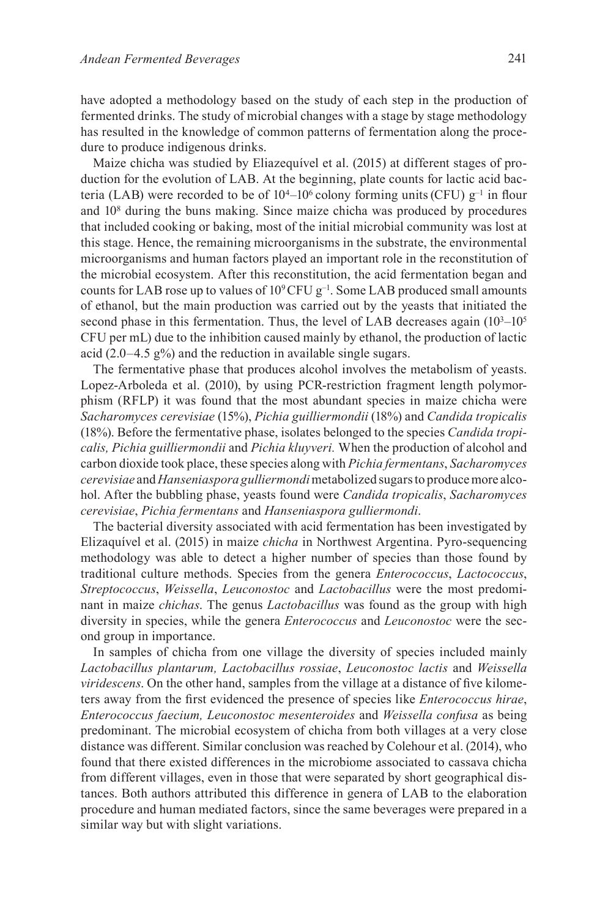have adopted a methodology based on the study of each step in the production of fermented drinks. The study of microbial changes with a stage by stage methodology has resulted in the knowledge of common patterns of fermentation along the procedure to produce indigenous drinks.

Maize chicha was studied by Eliazequível et al. (2015) at different stages of production for the evolution of LAB. At the beginning, plate counts for lactic acid bacteria (LAB) were recorded to be of $10^4$–$10^6$ colony forming units (CFU) $g^{-1}$ in flour and $10^8$ during the buns making. Since maize chicha was produced by procedures that included cooking or baking, most of the initial microbial community was lost at this stage. Hence, the remaining microorganisms in the substrate, the environmental microorganisms and human factors played an important role in the reconstitution of the microbial ecosystem. After this reconstitution, the acid fermentation began and counts for LAB rose up to values of $10^9$ CFU $g^{-1}$. Some LAB produced small amounts of ethanol, but the main production was carried out by the yeasts that initiated the second phase in this fermentation. Thus, the level of LAB decreases again ($10^3$–$10^5$ CFU per mL) due to the inhibition caused mainly by ethanol, the production of lactic acid (2.0–4.5 g%) and the reduction in available single sugars.

The fermentative phase that produces alcohol involves the metabolism of yeasts. Lopez-Arboleda et al. (2010), by using PCR-restriction fragment length polymorphism (RFLP) it was found that the most abundant species in maize chicha were *Sacharomyces cerevisiae* (15%), *Pichia guilliermondii* (18%) and *Candida tropicalis* (18%). Before the fermentative phase, isolates belonged to the species *Candida tropicalis, Pichia guilliermondii* and *Pichia kluyveri.* When the production of alcohol and carbon dioxide took place, these species along with *Pichia fermentans*, *Sacharomyces cerevisiae* and *Hanseniaspora gulliermondi* metabolized sugars to produce more alcohol. After the bubbling phase, yeasts found were *Candida tropicalis*, *Sacharomyces cerevisiae*, *Pichia fermentans* and *Hanseniaspora gulliermondi*.

The bacterial diversity associated with acid fermentation has been investigated by Elizaquível et al. (2015) in maize *chicha* in Northwest Argentina. Pyro-sequencing methodology was able to detect a higher number of species than those found by traditional culture methods. Species from the genera *Enterococcus*, *Lactococcus*, *Streptococcus*, *Weissella*, *Leuconostoc* and *Lactobacillus* were the most predominant in maize *chichas*. The genus *Lactobacillus* was found as the group with high diversity in species, while the genera *Enterococcus* and *Leuconostoc* were the second group in importance.

In samples of chicha from one village the diversity of species included mainly *Lactobacillus plantarum, Lactobacillus rossiae*, *Leuconostoc lactis* and *Weissella viridescens*. On the other hand, samples from the village at a distance of five kilometers away from the first evidenced the presence of species like *Enterococcus hirae*, *Enterococcus faecium, Leuconostoc mesenteroides* and *Weissella confusa* as being predominant. The microbial ecosystem of chicha from both villages at a very close distance was different. Similar conclusion was reached by Colehour et al. (2014), who found that there existed differences in the microbiome associated to cassava chicha from different villages, even in those that were separated by short geographical distances. Both authors attributed this difference in genera of LAB to the elaboration procedure and human mediated factors, since the same beverages were prepared in a similar way but with slight variations.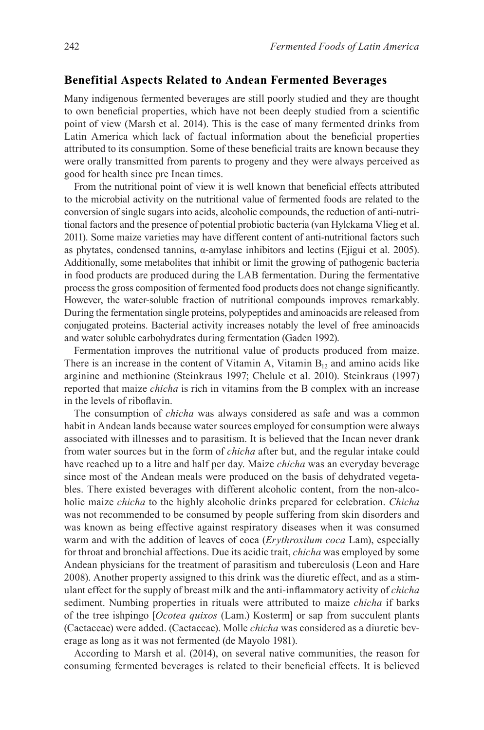## Benefitial Aspects Related to Andean Fermented Beverages

Many indigenous fermented beverages are still poorly studied and they are thought to own beneficial properties, which have not been deeply studied from a scientific point of view (Marsh et al. 2014). This is the case of many fermented drinks from Latin America which lack of factual information about the beneficial properties attributed to its consumption. Some of these beneficial traits are known because they were orally transmitted from parents to progeny and they were always perceived as good for health since pre Incan times.

From the nutritional point of view it is well known that beneficial effects attributed to the microbial activity on the nutritional value of fermented foods are related to the conversion of single sugars into acids, alcoholic compounds, the reduction of anti-nutritional factors and the presence of potential probiotic bacteria (van Hylckama Vlieg et al. 2011). Some maize varieties may have different content of anti-nutritional factors such as phytates, condensed tannins, α-amylase inhibitors and lectins (Ejigui et al. 2005). Additionally, some metabolites that inhibit or limit the growing of pathogenic bacteria in food products are produced during the LAB fermentation. During the fermentative process the gross composition of fermented food products does not change significantly. However, the water-soluble fraction of nutritional compounds improves remarkably. During the fermentation single proteins, polypeptides and aminoacids are released from conjugated proteins. Bacterial activity increases notably the level of free aminoacids and water soluble carbohydrates during fermentation (Gaden 1992).

Fermentation improves the nutritional value of products produced from maize. There is an increase in the content of Vitamin A, Vitamin $B_{12}$ and amino acids like arginine and methionine (Steinkraus 1997; Chelule et al. 2010). Steinkraus (1997) reported that maize *chicha* is rich in vitamins from the B complex with an increase in the levels of riboflavin.

The consumption of *chicha* was always considered as safe and was a common habit in Andean lands because water sources employed for consumption were always associated with illnesses and to parasitism. It is believed that the Incan never drank from water sources but in the form of *chicha* after but, and the regular intake could have reached up to a litre and half per day. Maize *chicha* was an everyday beverage since most of the Andean meals were produced on the basis of dehydrated vegetables. There existed beverages with different alcoholic content, from the non-alcoholic maize *chicha* to the highly alcoholic drinks prepared for celebration. *Chicha* was not recommended to be consumed by people suffering from skin disorders and was known as being effective against respiratory diseases when it was consumed warm and with the addition of leaves of coca (*Erythroxilum coca* Lam), especially for throat and bronchial affections. Due its acidic trait, *chicha* was employed by some Andean physicians for the treatment of parasitism and tuberculosis (Leon and Hare 2008). Another property assigned to this drink was the diuretic effect, and as a stimulant effect for the supply of breast milk and the anti-inflammatory activity of *chicha* sediment. Numbing properties in rituals were attributed to maize *chicha* if barks of the tree ishpingo [*Ocotea quixos* (Lam.) Kosterm] or sap from succulent plants (Cactaceae) were added. (Cactaceae). Molle *chicha* was considered as a diuretic beverage as long as it was not fermented (de Mayolo 1981).

According to Marsh et al. (2014), on several native communities, the reason for consuming fermented beverages is related to their beneficial effects. It is believed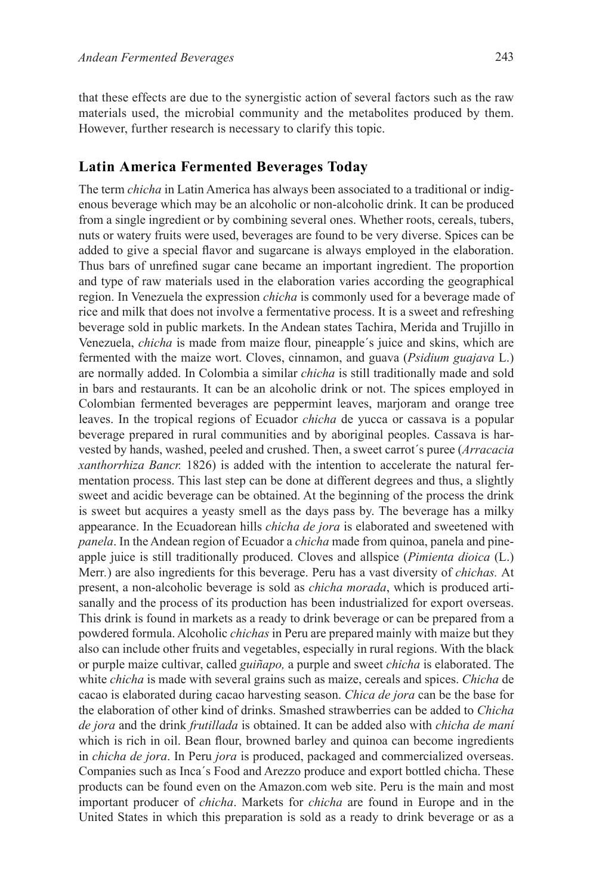that these effects are due to the synergistic action of several factors such as the raw materials used, the microbial community and the metabolites produced by them. However, further research is necessary to clarify this topic.

## Latin America Fermented Beverages Today

The term *chicha* in Latin America has always been associated to a traditional or indigenous beverage which may be an alcoholic or non-alcoholic drink. It can be produced from a single ingredient or by combining several ones. Whether roots, cereals, tubers, nuts or watery fruits were used, beverages are found to be very diverse. Spices can be added to give a special flavor and sugarcane is always employed in the elaboration. Thus bars of unrefined sugar cane became an important ingredient. The proportion and type of raw materials used in the elaboration varies according the geographical region. In Venezuela the expression *chicha* is commonly used for a beverage made of rice and milk that does not involve a fermentative process. It is a sweet and refreshing beverage sold in public markets. In the Andean states Tachira, Merida and Trujillo in Venezuela, *chicha* is made from maize flour, pineapple´s juice and skins, which are fermented with the maize wort. Cloves, cinnamon, and guava (*Psidium guajava* L.) are normally added. In Colombia a similar *chicha* is still traditionally made and sold in bars and restaurants. It can be an alcoholic drink or not. The spices employed in Colombian fermented beverages are peppermint leaves, marjoram and orange tree leaves. In the tropical regions of Ecuador *chicha* de yucca or cassava is a popular beverage prepared in rural communities and by aboriginal peoples. Cassava is harvested by hands, washed, peeled and crushed. Then, a sweet carrot´s puree (*Arracacia xanthorrhiza Bancr.* 1826) is added with the intention to accelerate the natural fermentation process. This last step can be done at different degrees and thus, a slightly sweet and acidic beverage can be obtained. At the beginning of the process the drink is sweet but acquires a yeasty smell as the days pass by. The beverage has a milky appearance. In the Ecuadorean hills *chicha de jora* is elaborated and sweetened with *panela*. In the Andean region of Ecuador a *chicha* made from quinoa, panela and pineapple juice is still traditionally produced. Cloves and allspice (*Pimienta dioica* (L.) Merr.) are also ingredients for this beverage. Peru has a vast diversity of *chichas.* At present, a non-alcoholic beverage is sold as *chicha morada*, which is produced artisanally and the process of its production has been industrialized for export overseas. This drink is found in markets as a ready to drink beverage or can be prepared from a powdered formula. Alcoholic *chichas* in Peru are prepared mainly with maize but they also can include other fruits and vegetables, especially in rural regions. With the black or purple maize cultivar, called *guiñapo,* a purple and sweet *chicha* is elaborated. The white *chicha* is made with several grains such as maize, cereals and spices. *Chicha* de cacao is elaborated during cacao harvesting season. *Chica de jora* can be the base for the elaboration of other kind of drinks. Smashed strawberries can be added to *Chicha de jora* and the drink *frutillada* is obtained. It can be added also with *chicha de maní* which is rich in oil. Bean flour, browned barley and quinoa can become ingredients in *chicha de jora*. In Peru *jora* is produced, packaged and commercialized overseas. Companies such as Inca´s Food and Arezzo produce and export bottled chicha. These products can be found even on the Amazon.com web site. Peru is the main and most important producer of *chicha*. Markets for *chicha* are found in Europe and in the United States in which this preparation is sold as a ready to drink beverage or as a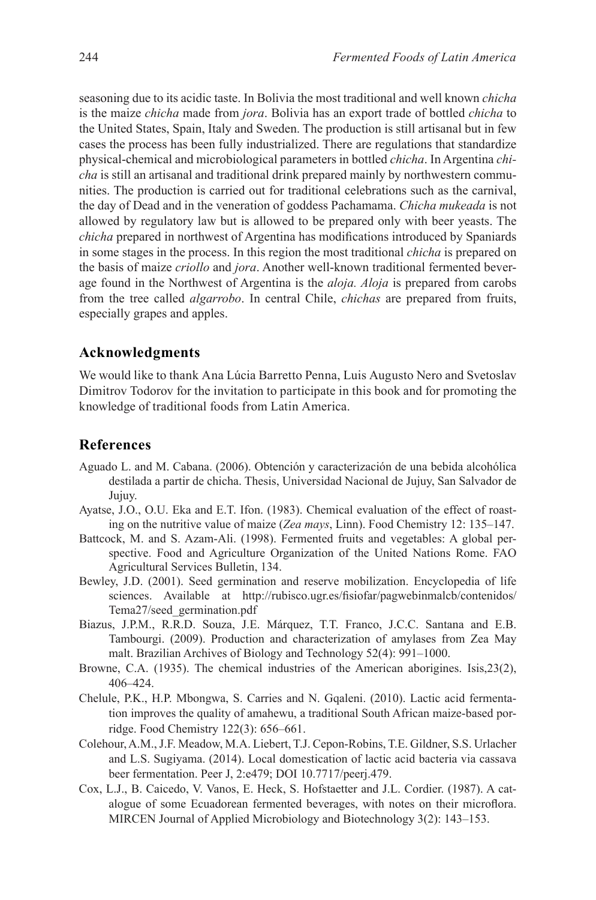seasoning due to its acidic taste. In Bolivia the most traditional and well known *chicha* is the maize *chicha* made from *jora*. Bolivia has an export trade of bottled *chicha* to the United States, Spain, Italy and Sweden. The production is still artisanal but in few cases the process has been fully industrialized. There are regulations that standardize physical-chemical and microbiological parameters in bottled *chicha*. In Argentina *chicha* is still an artisanal and traditional drink prepared mainly by northwestern communities. The production is carried out for traditional celebrations such as the carnival, the day of Dead and in the veneration of goddess Pachamama. *Chicha mukeada* is not allowed by regulatory law but is allowed to be prepared only with beer yeasts. The *chicha* prepared in northwest of Argentina has modifications introduced by Spaniards in some stages in the process. In this region the most traditional *chicha* is prepared on the basis of maize *criollo* and *jora*. Another well-known traditional fermented beverage found in the Northwest of Argentina is the *aloja. Aloja* is prepared from carobs from the tree called *algarrobo*. In central Chile, *chichas* are prepared from fruits, especially grapes and apples.

## Acknowledgments

We would like to thank Ana Lúcia Barretto Penna, Luis Augusto Nero and Svetoslav Dimitrov Todorov for the invitation to participate in this book and for promoting the knowledge of traditional foods from Latin America.

## References

Aguado L. and M. Cabana. (2006). Obtención y caracterización de una bebida alcohólica destilada a partir de chicha. Thesis, Universidad Nacional de Jujuy, San Salvador de Jujuy.

Ayatse, J.O., O.U. Eka and E.T. Ifon. (1983). Chemical evaluation of the effect of roasting on the nutritive value of maize (*Zea mays*, Linn). Food Chemistry 12: 135–147.

Battcock, M. and S. Azam-Ali. (1998). Fermented fruits and vegetables: A global perspective. Food and Agriculture Organization of the United Nations Rome. FAO Agricultural Services Bulletin, 134.

Bewley, J.D. (2001). Seed germination and reserve mobilization. Encyclopedia of life sciences. Available at http://rubisco.ugr.es/fisiofar/pagwebinmalcb/contenidos/Tema27/seed_germination.pdf

Biazus, J.P.M., R.R.D. Souza, J.E. Márquez, T.T. Franco, J.C.C. Santana and E.B. Tambourgi. (2009). Production and characterization of amylases from Zea May malt. Brazilian Archives of Biology and Technology 52(4): 991–1000.

Browne, C.A. (1935). The chemical industries of the American aborigines. Isis,23(2), 406–424.

Chelule, P.K., H.P. Mbongwa, S. Carries and N. Gqaleni. (2010). Lactic acid fermentation improves the quality of amahewu, a traditional South African maize-based porridge. Food Chemistry 122(3): 656–661.

Colehour, A.M., J.F. Meadow, M.A. Liebert, T.J. Cepon-Robins, T.E. Gildner, S.S. Urlacher and L.S. Sugiyama. (2014). Local domestication of lactic acid bacteria via cassava beer fermentation. Peer J, 2:e479; DOI 10.7717/peerj.479.

Cox, L.J., B. Caicedo, V. Vanos, E. Heck, S. Hofstaetter and J.L. Cordier. (1987). A catalogue of some Ecuadorean fermented beverages, with notes on their microflora. MIRCEN Journal of Applied Microbiology and Biotechnology 3(2): 143–153.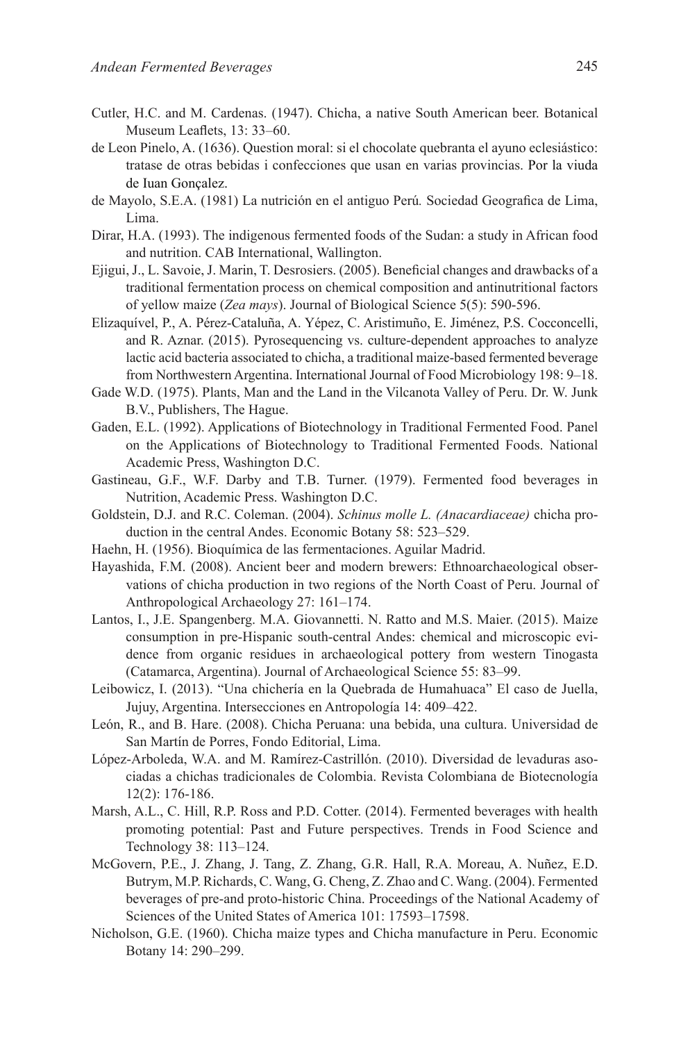Cutler, H.C. and M. Cardenas. (1947). Chicha, a native South American beer. Botanical Museum Leaflets, 13: 33–60.

de Leon Pinelo, A. (1636). Question moral: si el chocolate quebranta el ayuno eclesiástico: tratase de otras bebidas i confecciones que usan en varias provincias. Por la viuda de Iuan Gonçalez.

de Mayolo, S.E.A. (1981) La nutrición en el antiguo Perú*.* Sociedad Geografica de Lima, Lima.

Dirar, H.A. (1993). The indigenous fermented foods of the Sudan: a study in African food and nutrition. CAB International, Wallington.

Ejigui, J., L. Savoie, J. Marin, T. Desrosiers. (2005). Beneficial changes and drawbacks of a traditional fermentation process on chemical composition and antinutritional factors of yellow maize (*Zea mays*). Journal of Biological Science 5(5): 590-596.

Elizaquível, P., A. Pérez-Cataluña, A. Yépez, C. Aristimuño, E. Jiménez, P.S. Cocconcelli, and R. Aznar. (2015). Pyrosequencing vs. culture-dependent approaches to analyze lactic acid bacteria associated to chicha, a traditional maize-based fermented beverage from Northwestern Argentina. International Journal of Food Microbiology 198: 9–18.

Gade W.D. (1975). Plants, Man and the Land in the Vilcanota Valley of Peru. Dr. W. Junk B.V., Publishers, The Hague.

Gaden, E.L. (1992). Applications of Biotechnology in Traditional Fermented Food. Panel on the Applications of Biotechnology to Traditional Fermented Foods. National Academic Press, Washington D.C.

Gastineau, G.F., W.F. Darby and T.B. Turner. (1979). Fermented food beverages in Nutrition, Academic Press. Washington D.C.

Goldstein, D.J. and R.C. Coleman. (2004). *Schinus molle L. (Anacardiaceae)* chicha production in the central Andes. Economic Botany 58: 523–529.

Haehn, H. (1956). Bioquímica de las fermentaciones. Aguilar Madrid.

Hayashida, F.M. (2008). Ancient beer and modern brewers: Ethnoarchaeological observations of chicha production in two regions of the North Coast of Peru. Journal of Anthropological Archaeology 27: 161–174.

Lantos, I., J.E. Spangenberg. M.A. Giovannetti. N. Ratto and M.S. Maier. (2015). Maize consumption in pre-Hispanic south-central Andes: chemical and microscopic evidence from organic residues in archaeological pottery from western Tinogasta (Catamarca, Argentina). Journal of Archaeological Science 55: 83–99.

Leibowicz, I. (2013). "Una chichería en la Quebrada de Humahuaca" El caso de Juella, Jujuy, Argentina. Intersecciones en Antropología 14: 409–422.

León, R., and B. Hare. (2008). Chicha Peruana: una bebida, una cultura. Universidad de San Martín de Porres, Fondo Editorial, Lima.

López-Arboleda, W.A. and M. Ramírez-Castrillón. (2010). Diversidad de levaduras asociadas a chichas tradicionales de Colombia. Revista Colombiana de Biotecnología 12(2): 176-186.

Marsh, A.L., C. Hill, R.P. Ross and P.D. Cotter. (2014). Fermented beverages with health promoting potential: Past and Future perspectives. Trends in Food Science and Technology 38: 113–124.

McGovern, P.E., J. Zhang, J. Tang, Z. Zhang, G.R. Hall, R.A. Moreau, A. Nuñez, E.D. Butrym, M.P. Richards, C. Wang, G. Cheng, Z. Zhao and C. Wang. (2004). Fermented beverages of pre-and proto-historic China. Proceedings of the National Academy of Sciences of the United States of America 101: 17593–17598.

Nicholson, G.E. (1960). Chicha maize types and Chicha manufacture in Peru. Economic Botany 14: 290–299.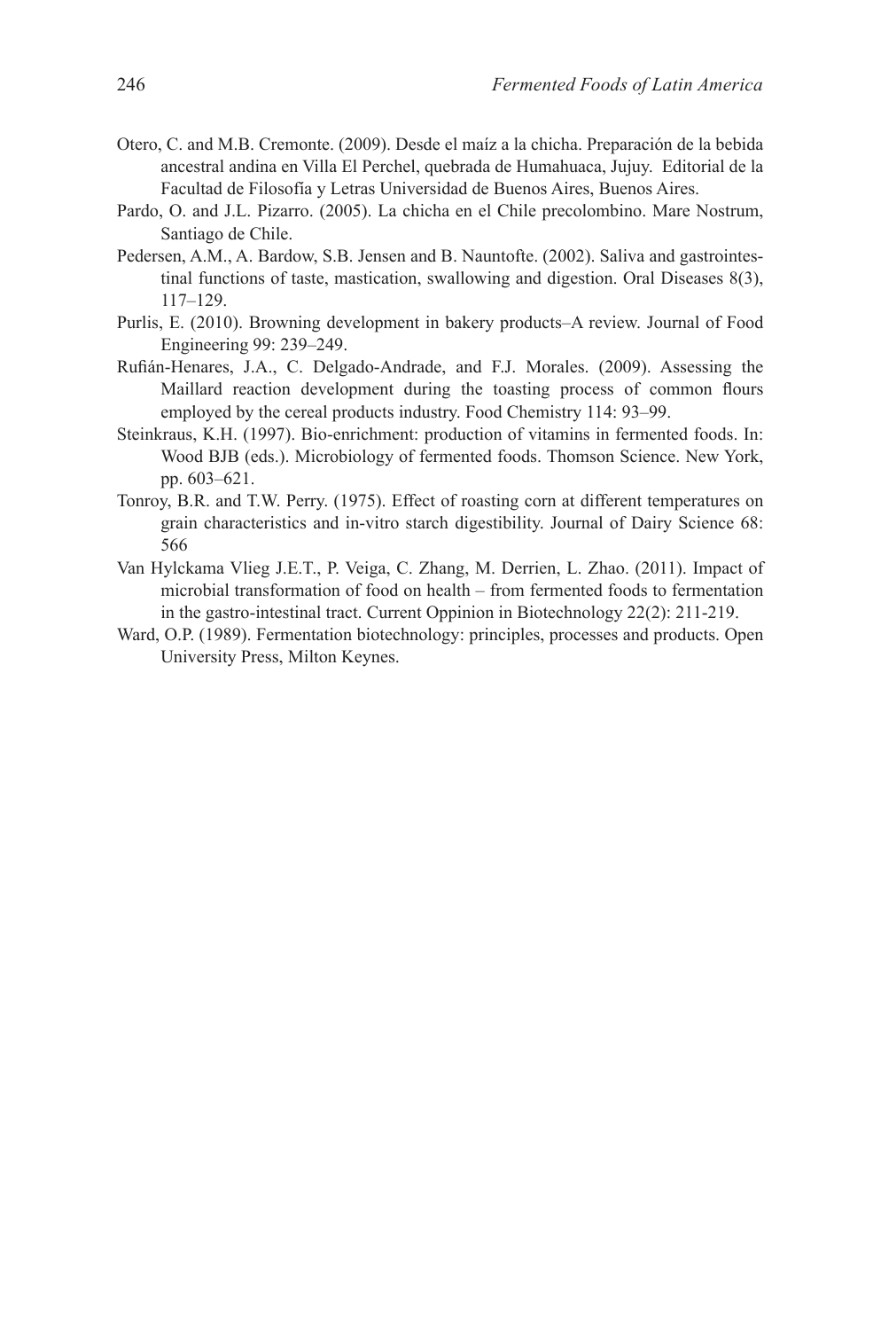Otero, C. and M.B. Cremonte. (2009). Desde el maíz a la chicha. Preparación de la bebida ancestral andina en Villa El Perchel, quebrada de Humahuaca, Jujuy. Editorial de la Facultad de Filosofía y Letras Universidad de Buenos Aires, Buenos Aires.

Pardo, O. and J.L. Pizarro. (2005). La chicha en el Chile precolombino. Mare Nostrum, Santiago de Chile.

Pedersen, A.M., A. Bardow, S.B. Jensen and B. Nauntofte. (2002). Saliva and gastrointestinal functions of taste, mastication, swallowing and digestion. Oral Diseases 8(3), 117–129.

Purlis, E. (2010). Browning development in bakery products–A review. Journal of Food Engineering 99: 239–249.

Rufián-Henares, J.A., C. Delgado-Andrade, and F.J. Morales. (2009). Assessing the Maillard reaction development during the toasting process of common flours employed by the cereal products industry. Food Chemistry 114: 93–99.

Steinkraus, K.H. (1997). Bio-enrichment: production of vitamins in fermented foods. In: Wood BJB (eds.). Microbiology of fermented foods. Thomson Science. New York, pp. 603–621.

Tonroy, B.R. and T.W. Perry. (1975). Effect of roasting corn at different temperatures on grain characteristics and in-vitro starch digestibility. Journal of Dairy Science 68: 566

Van Hylckama Vlieg J.E.T., P. Veiga, C. Zhang, M. Derrien, L. Zhao. (2011). Impact of microbial transformation of food on health – from fermented foods to fermentation in the gastro-intestinal tract. Current Oppinion in Biotechnology 22(2): 211-219.

Ward, O.P. (1989). Fermentation biotechnology: principles, processes and products. Open University Press, Milton Keynes.